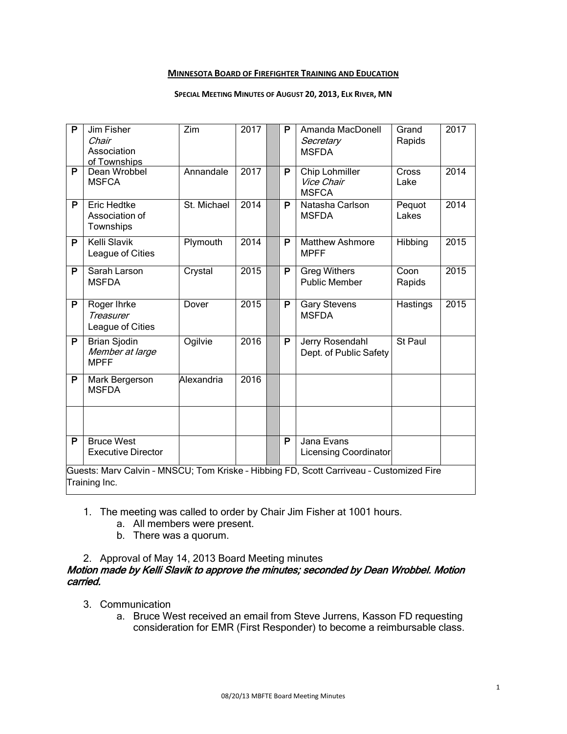**MINNESOTA BOARD OF FIREFIGHTER TRAINING AND EDUCATION**

**SPECIAL MEETING MINUTES OF AUGUST 20, 2013, ELK RIVER, MN**

| | | | | | | | | |
|---|---|---|---|---|---|---|---|---|
| P | Jim Fisher<br>*Chair*<br>Association of Townships | Zim | 2017 | | P | Amanda MacDonell<br>*Secretary*<br>MSFDA | Grand Rapids | 2017 |
| P | Dean Wrobbel<br>MSFCA | Annandale | 2017 | | P | Chip Lohmiller<br>*Vice Chair*<br>MSFCA | Cross Lake | 2014 |
| P | Eric Hedtke<br>Association of Townships | St. Michael | 2014 | | P | Natasha Carlson<br>MSFDA | Pequot Lakes | 2014 |
| P | Kelli Slavik<br>League of Cities | Plymouth | 2014 | | P | Matthew Ashmore<br>MPFF | Hibbing | 2015 |
| P | Sarah Larson<br>MSFDA | Crystal | 2015 | | P | Greg Withers<br>Public Member | Coon Rapids | 2015 |
| P | Roger Ihrke<br>*Treasurer*<br>League of Cities | Dover | 2015 | | P | Gary Stevens<br>MSFDA | Hastings | 2015 |
| P | Brian Sjodin<br>*Member at large*<br>MPFF | Ogilvie | 2016 | | P | Jerry Rosendahl<br>Dept. of Public Safety | St Paul | |
| P | Mark Bergerson<br>MSFDA | Alexandria | 2016 | | | | | |
| | | | | | | | | |
| P | Bruce West<br>Executive Director | | | | P | Jana Evans<br>Licensing Coordinator | | |
| Guests: Marv Calvin – MNSCU; Tom Kriske – Hibbing FD, Scott Carriveau – Customized Fire Training Inc. | | | | | | | | |

1. The meeting was called to order by Chair Jim Fisher at 1001 hours.
   a. All members were present.
   b. There was a quorum.

2. Approval of May 14, 2013 Board Meeting minutes

***Motion made by Kelli Slavik to approve the minutes; seconded by Dean Wrobbel. Motion carried.***

3. Communication
   a. Bruce West received an email from Steve Jurrens, Kasson FD requesting consideration for EMR (First Responder) to become a reimbursable class.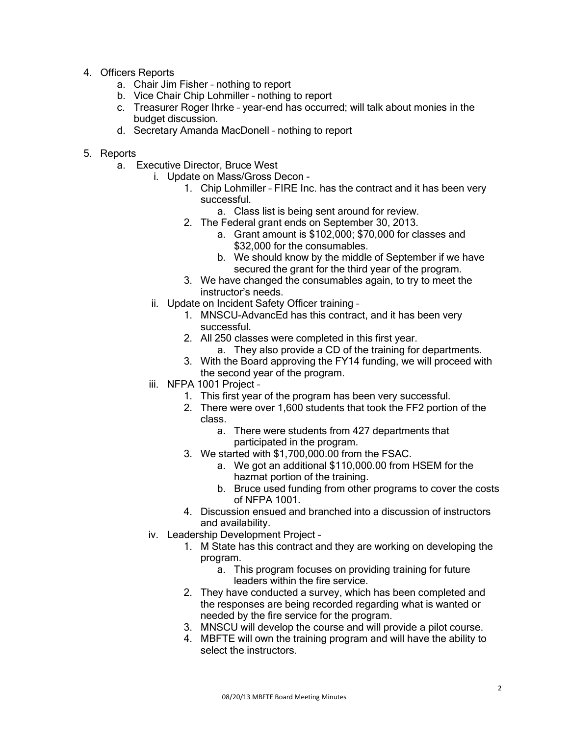4. Officers Reports
    a. Chair Jim Fisher – nothing to report
    b. Vice Chair Chip Lohmiller – nothing to report
    c. Treasurer Roger Ihrke – year-end has occurred; will talk about monies in the budget discussion.
    d. Secretary Amanda MacDonell – nothing to report

5. Reports
    a. Executive Director, Bruce West
        i. Update on Mass/Gross Decon -
            1. Chip Lohmiller – FIRE Inc. has the contract and it has been very successful.
                a. Class list is being sent around for review.
            2. The Federal grant ends on September 30, 2013.
                a. Grant amount is $102,000; $70,000 for classes and $32,000 for the consumables.
                b. We should know by the middle of September if we have secured the grant for the third year of the program.
            3. We have changed the consumables again, to try to meet the instructor's needs.
        ii. Update on Incident Safety Officer training –
            1. MNSCU-AdvancEd has this contract, and it has been very successful.
            2. All 250 classes were completed in this first year.
                a. They also provide a CD of the training for departments.
            3. With the Board approving the FY14 funding, we will proceed with the second year of the program.
        iii. NFPA 1001 Project –
            1. This first year of the program has been very successful.
            2. There were over 1,600 students that took the FF2 portion of the class.
                a. There were students from 427 departments that participated in the program.
            3. We started with $1,700,000.00 from the FSAC.
                a. We got an additional $110,000.00 from HSEM for the hazmat portion of the training.
                b. Bruce used funding from other programs to cover the costs of NFPA 1001.
            4. Discussion ensued and branched into a discussion of instructors and availability.
        iv. Leadership Development Project –
            1. M State has this contract and they are working on developing the program.
                a. This program focuses on providing training for future leaders within the fire service.
            2. They have conducted a survey, which has been completed and the responses are being recorded regarding what is wanted or needed by the fire service for the program.
            3. MNSCU will develop the course and will provide a pilot course.
            4. MBFTE will own the training program and will have the ability to select the instructors.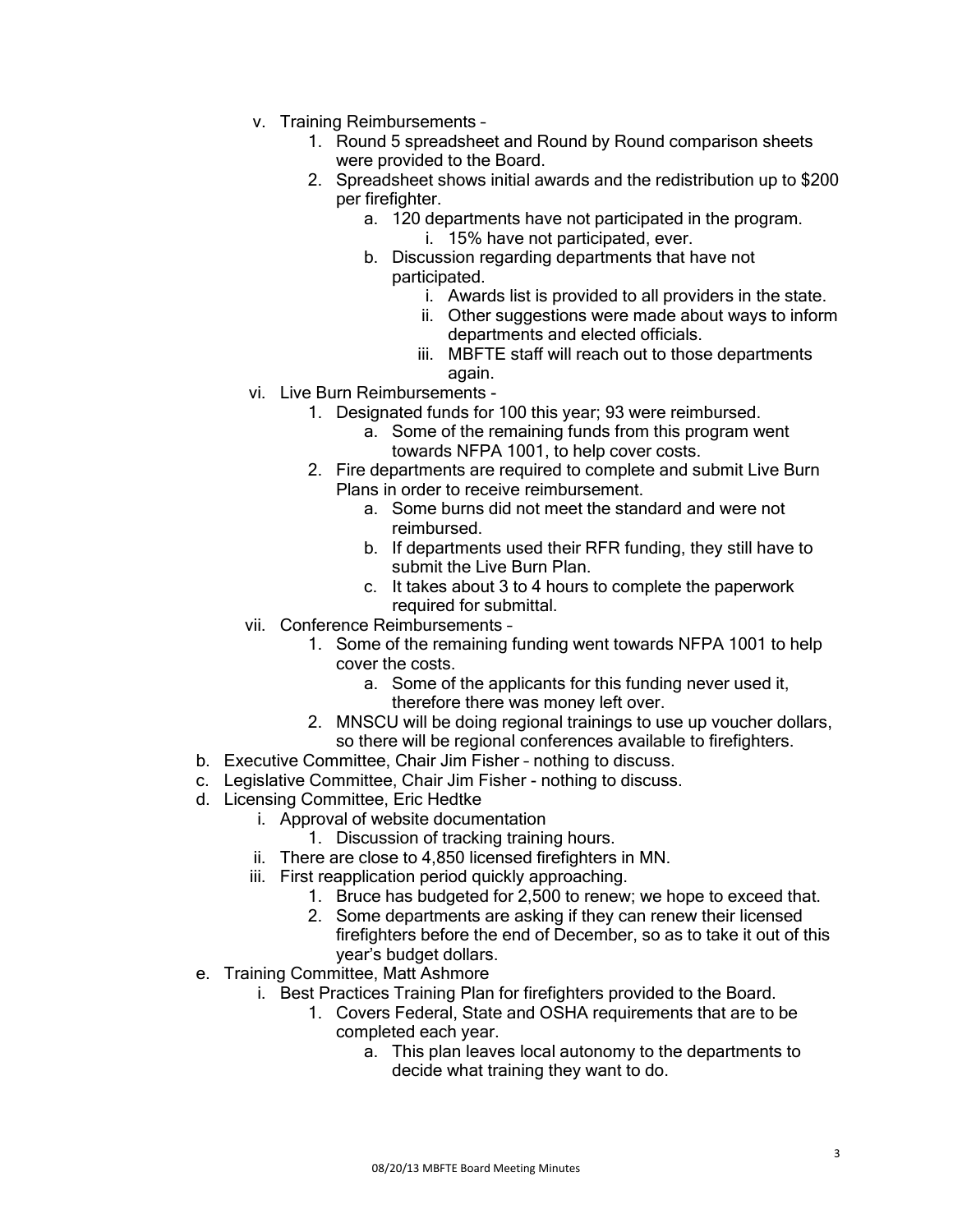- v. Training Reimbursements –
  1. Round 5 spreadsheet and Round by Round comparison sheets were provided to the Board.
  2. Spreadsheet shows initial awards and the redistribution up to $200 per firefighter.
     - a. 120 departments have not participated in the program.
       - i. 15% have not participated, ever.
     - b. Discussion regarding departments that have not participated.
       - i. Awards list is provided to all providers in the state.
       - ii. Other suggestions were made about ways to inform departments and elected officials.
       - iii. MBFTE staff will reach out to those departments again.
- vi. Live Burn Reimbursements -
  1. Designated funds for 100 this year; 93 were reimbursed.
     - a. Some of the remaining funds from this program went towards NFPA 1001, to help cover costs.
  2. Fire departments are required to complete and submit Live Burn Plans in order to receive reimbursement.
     - a. Some burns did not meet the standard and were not reimbursed.
     - b. If departments used their RFR funding, they still have to submit the Live Burn Plan.
     - c. It takes about 3 to 4 hours to complete the paperwork required for submittal.
- vii. Conference Reimbursements –
  1. Some of the remaining funding went towards NFPA 1001 to help cover the costs.
     - a. Some of the applicants for this funding never used it, therefore there was money left over.
  2. MNSCU will be doing regional trainings to use up voucher dollars, so there will be regional conferences available to firefighters.

b. Executive Committee, Chair Jim Fisher – nothing to discuss.

c. Legislative Committee, Chair Jim Fisher - nothing to discuss.

d. Licensing Committee, Eric Hedtke
- i. Approval of website documentation
  1. Discussion of tracking training hours.
- ii. There are close to 4,850 licensed firefighters in MN.
- iii. First reapplication period quickly approaching.
  1. Bruce has budgeted for 2,500 to renew; we hope to exceed that.
  2. Some departments are asking if they can renew their licensed firefighters before the end of December, so as to take it out of this year's budget dollars.

e. Training Committee, Matt Ashmore
- i. Best Practices Training Plan for firefighters provided to the Board.
  1. Covers Federal, State and OSHA requirements that are to be completed each year.
     - a. This plan leaves local autonomy to the departments to decide what training they want to do.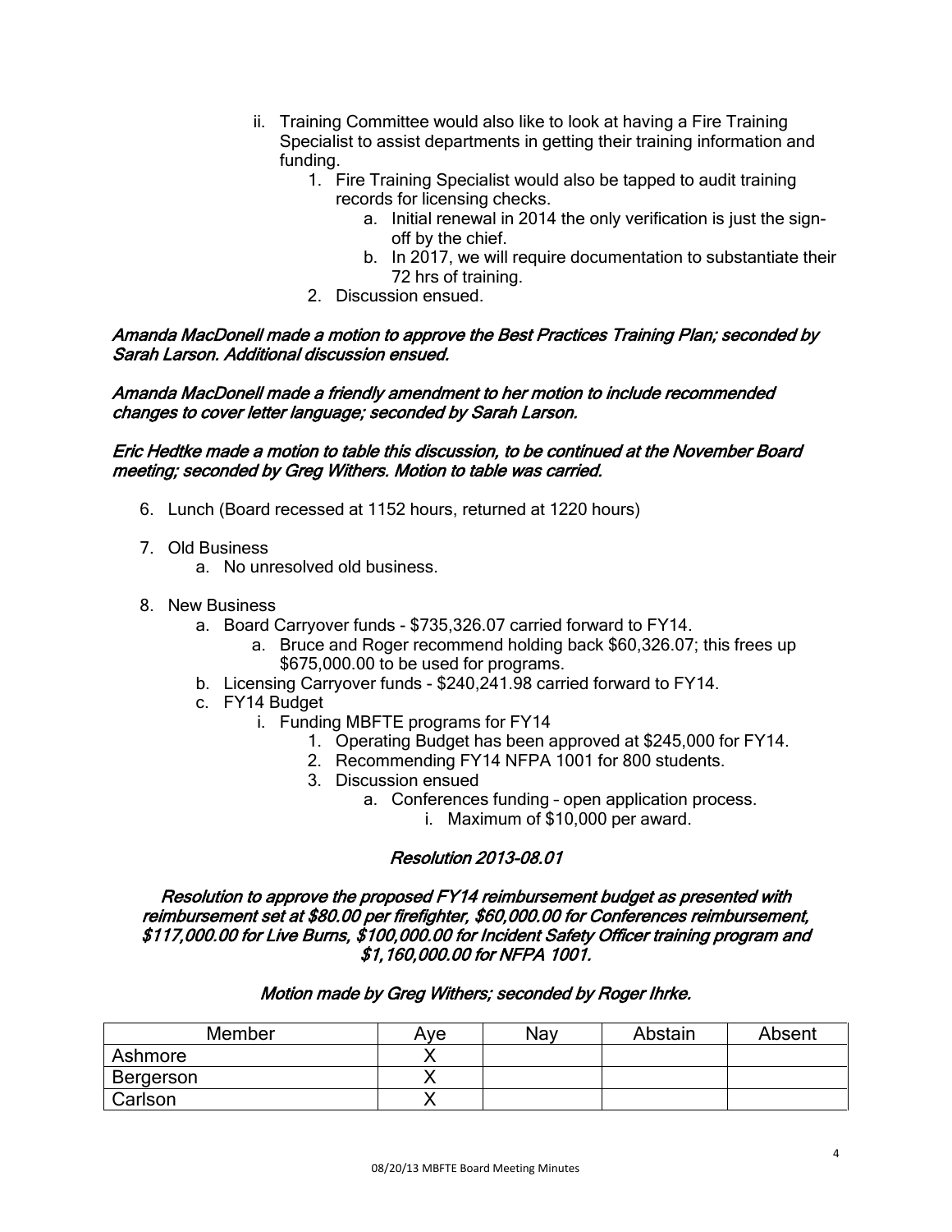ii. Training Committee would also like to look at having a Fire Training Specialist to assist departments in getting their training information and funding.
      1. Fire Training Specialist would also be tapped to audit training records for licensing checks.
         a. Initial renewal in 2014 the only verification is just the sign-off by the chief.
         b. In 2017, we will require documentation to substantiate their 72 hrs of training.
      2. Discussion ensued.

*Amanda MacDonell made a motion to approve the Best Practices Training Plan; seconded by Sarah Larson. Additional discussion ensued.*

*Amanda MacDonell made a friendly amendment to her motion to include recommended changes to cover letter language; seconded by Sarah Larson.*

*Eric Hedtke made a motion to table this discussion, to be continued at the November Board meeting; seconded by Greg Withers. Motion to table was carried.*

6. Lunch (Board recessed at 1152 hours, returned at 1220 hours)

7. Old Business
   a. No unresolved old business.

8. New Business
   a. Board Carryover funds - $735,326.07 carried forward to FY14.
      a. Bruce and Roger recommend holding back $60,326.07; this frees up $675,000.00 to be used for programs.
   b. Licensing Carryover funds - $240,241.98 carried forward to FY14.
   c. FY14 Budget
      i. Funding MBFTE programs for FY14
         1. Operating Budget has been approved at $245,000 for FY14.
         2. Recommending FY14 NFPA 1001 for 800 students.
         3. Discussion ensued
            a. Conferences funding – open application process.
               i. Maximum of $10,000 per award.

*Resolution 2013-08.01*

*Resolution to approve the proposed FY14 reimbursement budget as presented with reimbursement set at $80.00 per firefighter, $60,000.00 for Conferences reimbursement, $117,000.00 for Live Burns, $100,000.00 for Incident Safety Officer training program and $1,160,000.00 for NFPA 1001.*

*Motion made by Greg Withers; seconded by Roger Ihrke.*

| Member | Aye | Nay | Abstain | Absent |
|---|---|---|---|---|
| Ashmore | X | | | |
| Bergerson | X | | | |
| Carlson | X | | | |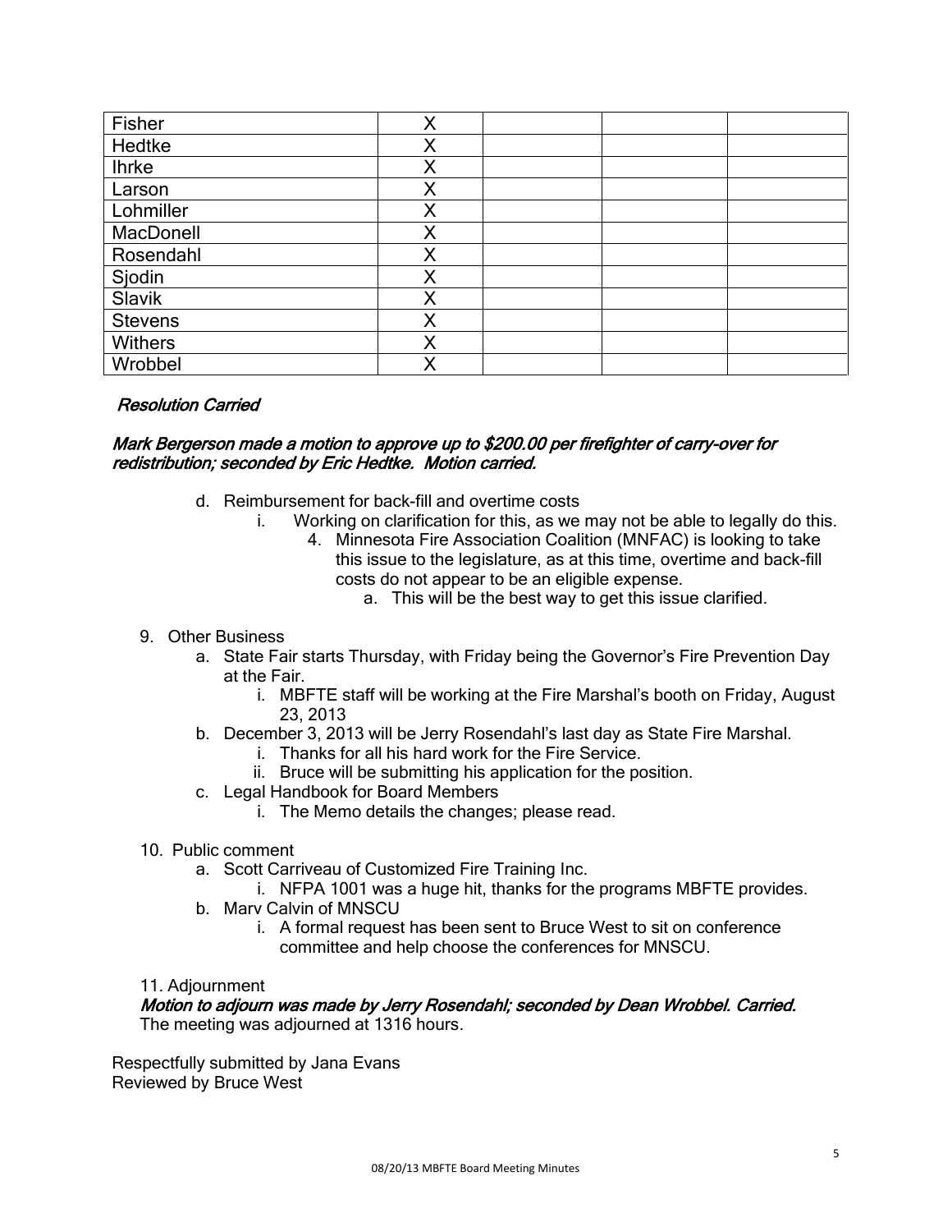| | | | | |
|---|---|---|---|---|
| Fisher | X | | | |
| Hedtke | X | | | |
| Ihrke | X | | | |
| Larson | X | | | |
| Lohmiller | X | | | |
| MacDonell | X | | | |
| Rosendahl | X | | | |
| Sjodin | X | | | |
| Slavik | X | | | |
| Stevens | X | | | |
| Withers | X | | | |
| Wrobbel | X | | | |

*Resolution Carried*

*Mark Bergerson made a motion to approve up to $200.00 per firefighter of carry-over for redistribution; seconded by Eric Hedtke. Motion carried.*

d. Reimbursement for back-fill and overtime costs
   i. Working on clarification for this, as we may not be able to legally do this.
      4. Minnesota Fire Association Coalition (MNFAC) is looking to take this issue to the legislature, as at this time, overtime and back-fill costs do not appear to be an eligible expense.
         a. This will be the best way to get this issue clarified.

9. Other Business
   a. State Fair starts Thursday, with Friday being the Governor's Fire Prevention Day at the Fair.
      i. MBFTE staff will be working at the Fire Marshal's booth on Friday, August 23, 2013
   b. December 3, 2013 will be Jerry Rosendahl's last day as State Fire Marshal.
      i. Thanks for all his hard work for the Fire Service.
      ii. Bruce will be submitting his application for the position.
   c. Legal Handbook for Board Members
      i. The Memo details the changes; please read.

10. Public comment
   a. Scott Carriveau of Customized Fire Training Inc.
      i. NFPA 1001 was a huge hit, thanks for the programs MBFTE provides.
   b. Marv Calvin of MNSCU
      i. A formal request has been sent to Bruce West to sit on conference committee and help choose the conferences for MNSCU.

11. Adjournment

*Motion to adjourn was made by Jerry Rosendahl; seconded by Dean Wrobbel. Carried.*

The meeting was adjourned at 1316 hours.

Respectfully submitted by Jana Evans
Reviewed by Bruce West